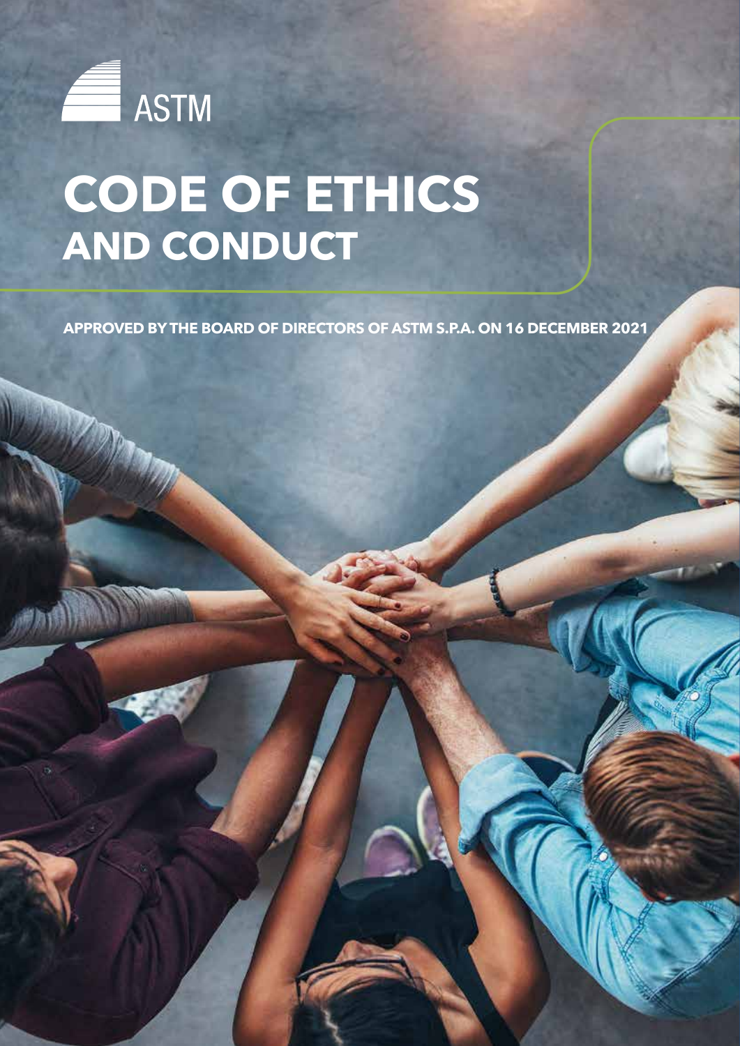ASTM

# CODE OF ETHICS
## AND CONDUCT

**APPROVED BY THE BOARD OF DIRECTORS OF ASTM S.P.A. ON 16 DECEMBER 2021**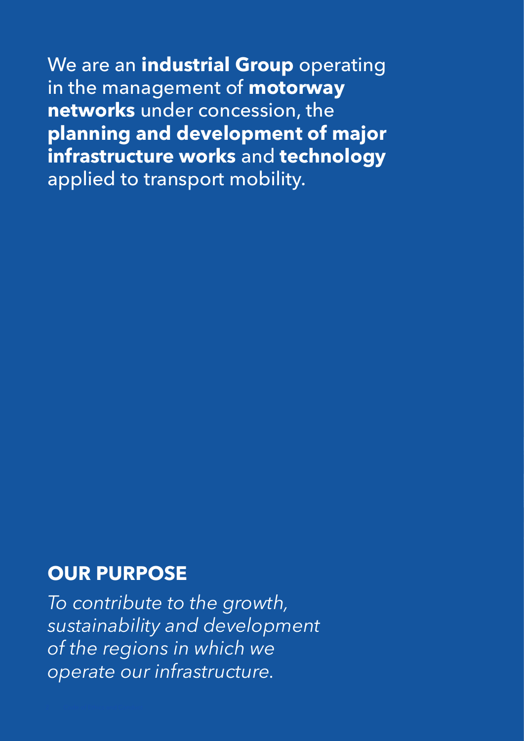We are an **industrial Group** operating in the management of **motorway networks** under concession, the **planning and development of major infrastructure works** and **technology** applied to transport mobility.

## OUR PURPOSE

*To contribute to the growth, sustainability and development of the regions in which we operate our infrastructure.*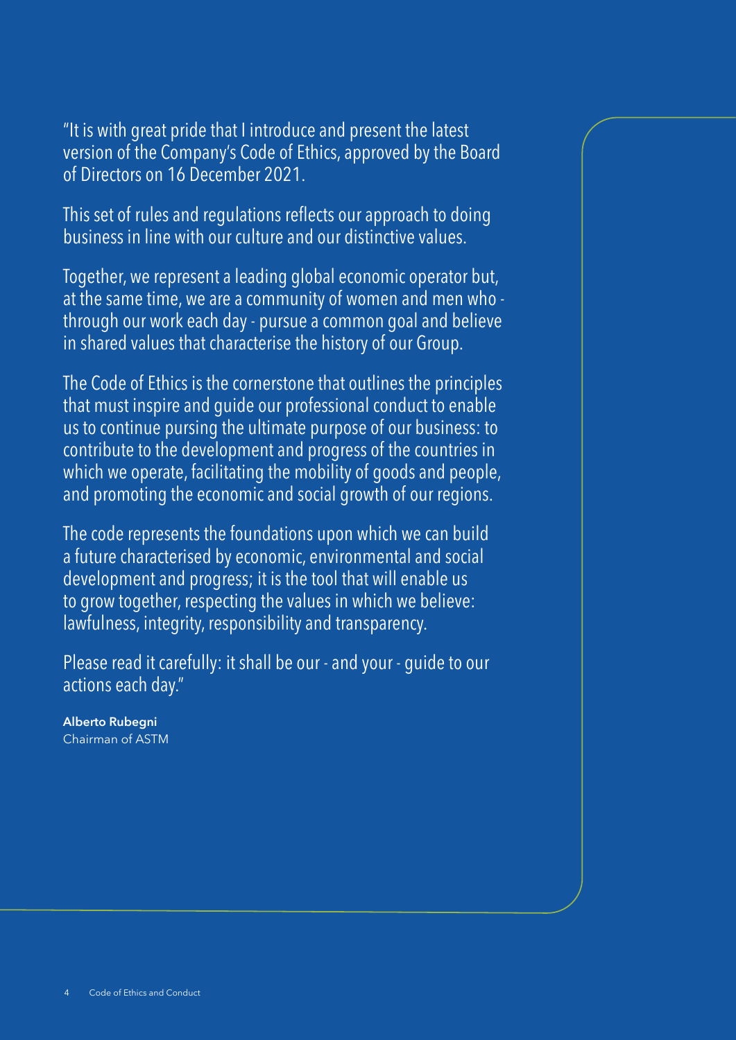"It is with great pride that I introduce and present the latest version of the Company's Code of Ethics, approved by the Board of Directors on 16 December 2021.

This set of rules and regulations reflects our approach to doing business in line with our culture and our distinctive values.

Together, we represent a leading global economic operator but, at the same time, we are a community of women and men who - through our work each day - pursue a common goal and believe in shared values that characterise the history of our Group.

The Code of Ethics is the cornerstone that outlines the principles that must inspire and guide our professional conduct to enable us to continue pursing the ultimate purpose of our business: to contribute to the development and progress of the countries in which we operate, facilitating the mobility of goods and people, and promoting the economic and social growth of our regions.

The code represents the foundations upon which we can build a future characterised by economic, environmental and social development and progress; it is the tool that will enable us to grow together, respecting the values in which we believe: lawfulness, integrity, responsibility and transparency.

Please read it carefully: it shall be our - and your - guide to our actions each day."

**Alberto Rubegni**
Chairman of ASTM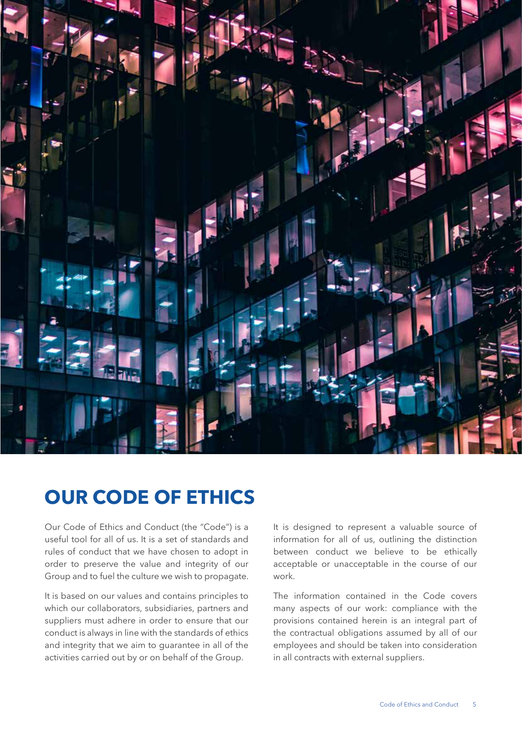# OUR CODE OF ETHICS

Our Code of Ethics and Conduct (the "Code") is a useful tool for all of us. It is a set of standards and rules of conduct that we have chosen to adopt in order to preserve the value and integrity of our Group and to fuel the culture we wish to propagate.

It is based on our values and contains principles to which our collaborators, subsidiaries, partners and suppliers must adhere in order to ensure that our conduct is always in line with the standards of ethics and integrity that we aim to guarantee in all of the activities carried out by or on behalf of the Group.

It is designed to represent a valuable source of information for all of us, outlining the distinction between conduct we believe to be ethically acceptable or unacceptable in the course of our work.

The information contained in the Code covers many aspects of our work: compliance with the provisions contained herein is an integral part of the contractual obligations assumed by all of our employees and should be taken into consideration in all contracts with external suppliers.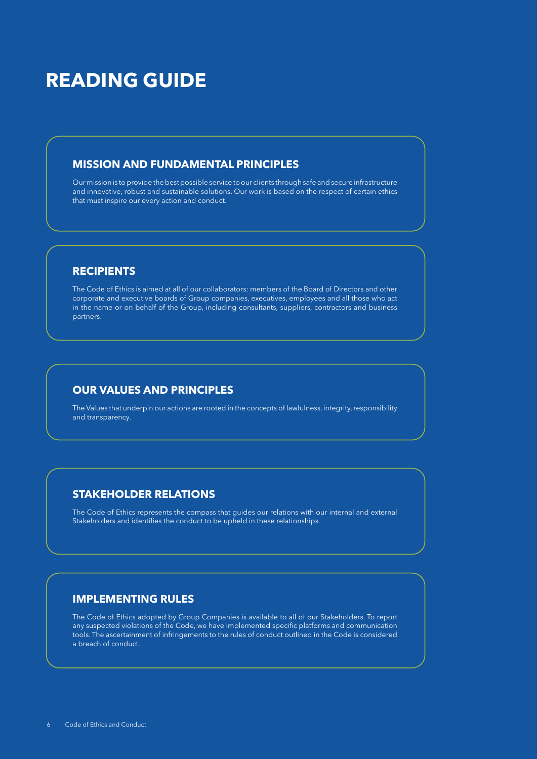# READING GUIDE

## MISSION AND FUNDAMENTAL PRINCIPLES

Our mission is to provide the best possible service to our clients through safe and secure infrastructure and innovative, robust and sustainable solutions. Our work is based on the respect of certain ethics that must inspire our every action and conduct.

## RECIPIENTS

The Code of Ethics is aimed at all of our collaborators: members of the Board of Directors and other corporate and executive boards of Group companies, executives, employees and all those who act in the name or on behalf of the Group, including consultants, suppliers, contractors and business partners.

## OUR VALUES AND PRINCIPLES

The Values that underpin our actions are rooted in the concepts of lawfulness, integrity, responsibility and transparency.

## STAKEHOLDER RELATIONS

The Code of Ethics represents the compass that guides our relations with our internal and external Stakeholders and identifies the conduct to be upheld in these relationships.

## IMPLEMENTING RULES

The Code of Ethics adopted by Group Companies is available to all of our Stakeholders. To report any suspected violations of the Code, we have implemented specific platforms and communication tools. The ascertainment of infringements to the rules of conduct outlined in the Code is considered a breach of conduct.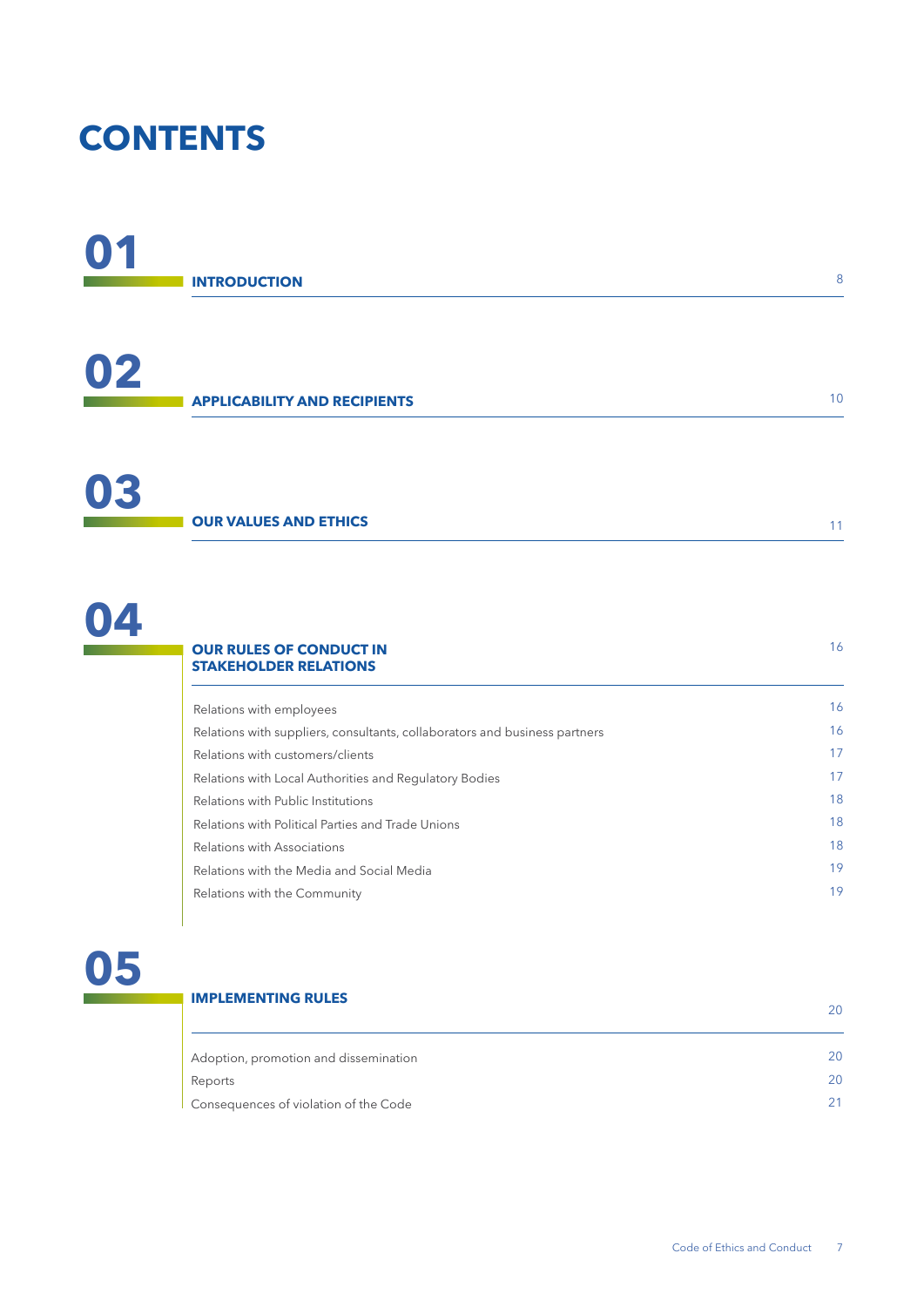# CONTENTS

| | | |
|---|---|---|
| **01** | **INTRODUCTION** | 8 |
| **02** | **APPLICABILITY AND RECIPIENTS** | 10 |
| **03** | **OUR VALUES AND ETHICS** | 11 |
| **04** | **OUR RULES OF CONDUCT IN STAKEHOLDER RELATIONS** | 16 |
| | Relations with employees | 16 |
| | Relations with suppliers, consultants, collaborators and business partners | 16 |
| | Relations with customers/clients | 17 |
| | Relations with Local Authorities and Regulatory Bodies | 17 |
| | Relations with Public Institutions | 18 |
| | Relations with Political Parties and Trade Unions | 18 |
| | Relations with Associations | 18 |
| | Relations with the Media and Social Media | 19 |
| | Relations with the Community | 19 |
| **05** | **IMPLEMENTING RULES** | 20 |
| | Adoption, promotion and dissemination | 20 |
| | Reports | 20 |
| | Consequences of violation of the Code | 21 |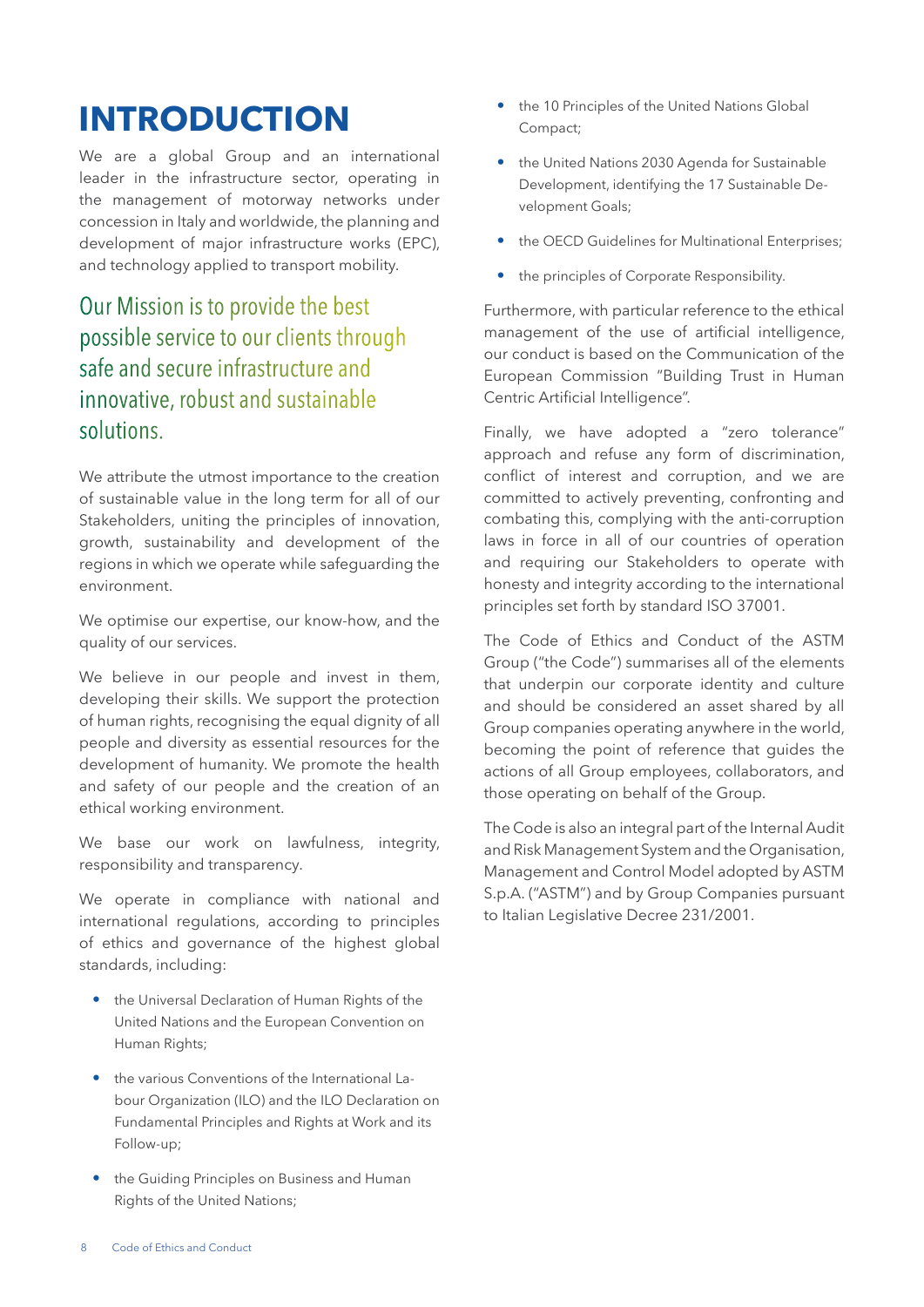# INTRODUCTION

We are a global Group and an international leader in the infrastructure sector, operating in the management of motorway networks under concession in Italy and worldwide, the planning and development of major infrastructure works (EPC), and technology applied to transport mobility.

## Our Mission is to provide the best possible service to our clients through safe and secure infrastructure and innovative, robust and sustainable solutions.

We attribute the utmost importance to the creation of sustainable value in the long term for all of our Stakeholders, uniting the principles of innovation, growth, sustainability and development of the regions in which we operate while safeguarding the environment.

We optimise our expertise, our know-how, and the quality of our services.

We believe in our people and invest in them, developing their skills. We support the protection of human rights, recognising the equal dignity of all people and diversity as essential resources for the development of humanity. We promote the health and safety of our people and the creation of an ethical working environment.

We base our work on lawfulness, integrity, responsibility and transparency.

We operate in compliance with national and international regulations, according to principles of ethics and governance of the highest global standards, including:

- the Universal Declaration of Human Rights of the United Nations and the European Convention on Human Rights;
- the various Conventions of the International Labour Organization (ILO) and the ILO Declaration on Fundamental Principles and Rights at Work and its Follow-up;
- the Guiding Principles on Business and Human Rights of the United Nations;
- the 10 Principles of the United Nations Global Compact;
- the United Nations 2030 Agenda for Sustainable Development, identifying the 17 Sustainable Development Goals;
- the OECD Guidelines for Multinational Enterprises;
- the principles of Corporate Responsibility.

Furthermore, with particular reference to the ethical management of the use of artificial intelligence, our conduct is based on the Communication of the European Commission "Building Trust in Human Centric Artificial Intelligence".

Finally, we have adopted a "zero tolerance" approach and refuse any form of discrimination, conflict of interest and corruption, and we are committed to actively preventing, confronting and combating this, complying with the anti-corruption laws in force in all of our countries of operation and requiring our Stakeholders to operate with honesty and integrity according to the international principles set forth by standard ISO 37001.

The Code of Ethics and Conduct of the ASTM Group ("the Code") summarises all of the elements that underpin our corporate identity and culture and should be considered an asset shared by all Group companies operating anywhere in the world, becoming the point of reference that guides the actions of all Group employees, collaborators, and those operating on behalf of the Group.

The Code is also an integral part of the Internal Audit and Risk Management System and the Organisation, Management and Control Model adopted by ASTM S.p.A. ("ASTM") and by Group Companies pursuant to Italian Legislative Decree 231/2001.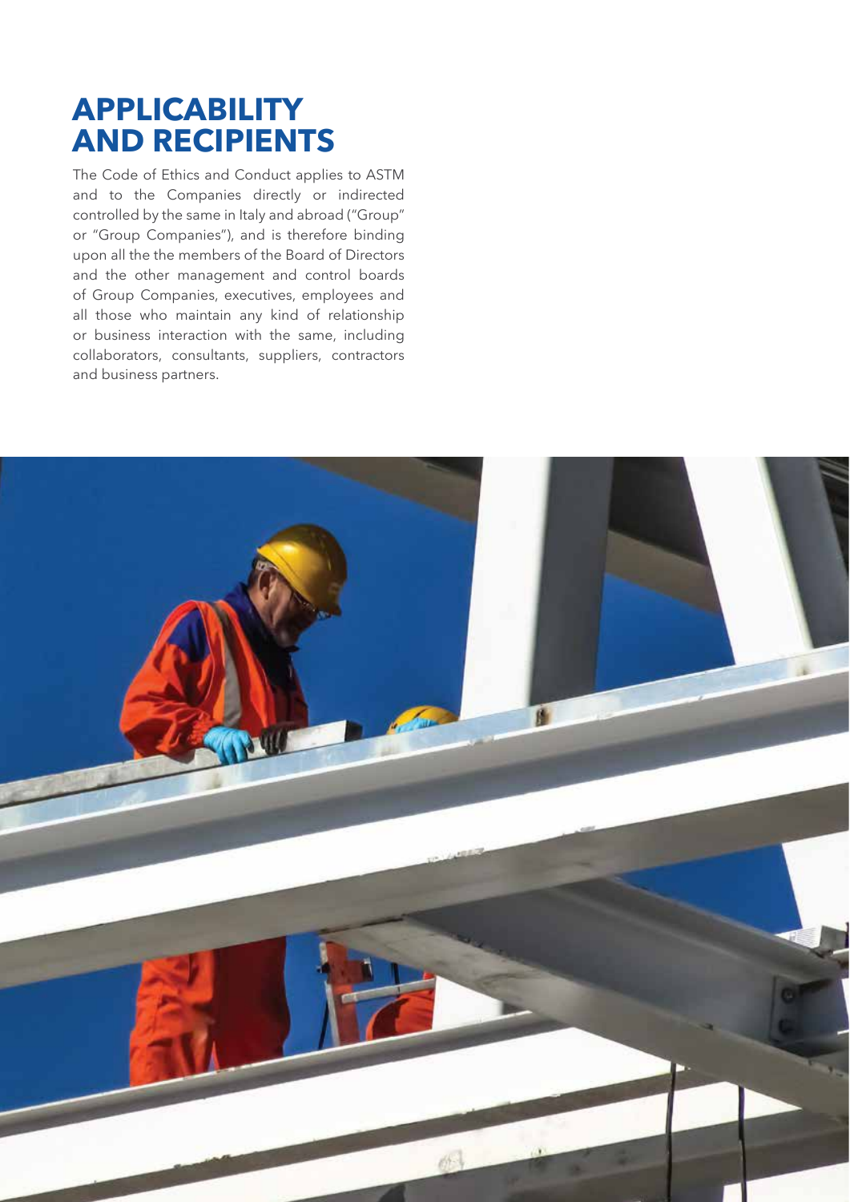# APPLICABILITY AND RECIPIENTS

The Code of Ethics and Conduct applies to ASTM and to the Companies directly or indirected controlled by the same in Italy and abroad ("Group" or "Group Companies"), and is therefore binding upon all the the members of the Board of Directors and the other management and control boards of Group Companies, executives, employees and all those who maintain any kind of relationship or business interaction with the same, including collaborators, consultants, suppliers, contractors and business partners.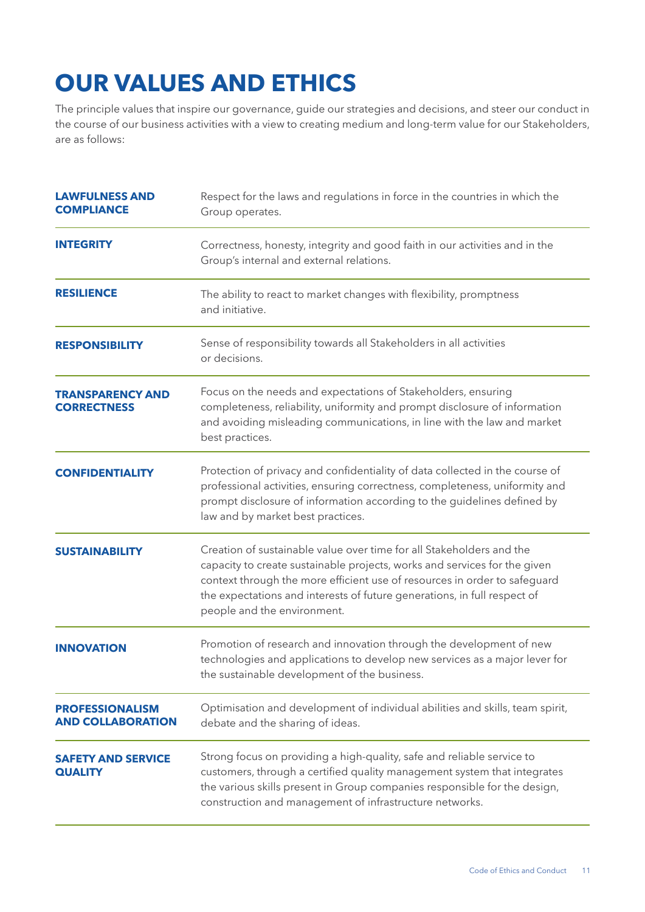# OUR VALUES AND ETHICS

The principle values that inspire our governance, guide our strategies and decisions, and steer our conduct in the course of our business activities with a view to creating medium and long-term value for our Stakeholders, are as follows:

| | |
|---|---|
| **LAWFULNESS AND COMPLIANCE** | Respect for the laws and regulations in force in the countries in which the Group operates. |
| **INTEGRITY** | Correctness, honesty, integrity and good faith in our activities and in the Group's internal and external relations. |
| **RESILIENCE** | The ability to react to market changes with flexibility, promptness and initiative. |
| **RESPONSIBILITY** | Sense of responsibility towards all Stakeholders in all activities or decisions. |
| **TRANSPARENCY AND CORRECTNESS** | Focus on the needs and expectations of Stakeholders, ensuring completeness, reliability, uniformity and prompt disclosure of information and avoiding misleading communications, in line with the law and market best practices. |
| **CONFIDENTIALITY** | Protection of privacy and confidentiality of data collected in the course of professional activities, ensuring correctness, completeness, uniformity and prompt disclosure of information according to the guidelines defined by law and by market best practices. |
| **SUSTAINABILITY** | Creation of sustainable value over time for all Stakeholders and the capacity to create sustainable projects, works and services for the given context through the more efficient use of resources in order to safeguard the expectations and interests of future generations, in full respect of people and the environment. |
| **INNOVATION** | Promotion of research and innovation through the development of new technologies and applications to develop new services as a major lever for the sustainable development of the business. |
| **PROFESSIONALISM AND COLLABORATION** | Optimisation and development of individual abilities and skills, team spirit, debate and the sharing of ideas. |
| **SAFETY AND SERVICE QUALITY** | Strong focus on providing a high-quality, safe and reliable service to customers, through a certified quality management system that integrates the various skills present in Group companies responsible for the design, construction and management of infrastructure networks. |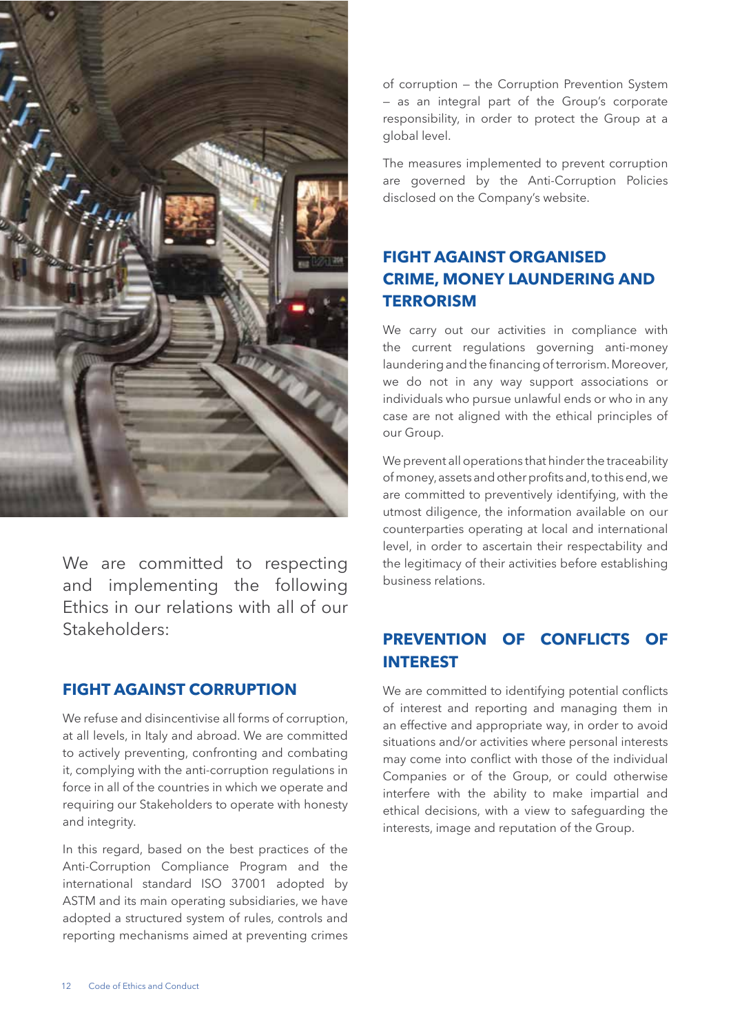We are committed to respecting and implementing the following Ethics in our relations with all of our Stakeholders:

## FIGHT AGAINST CORRUPTION

We refuse and disincentivise all forms of corruption, at all levels, in Italy and abroad. We are committed to actively preventing, confronting and combating it, complying with the anti-corruption regulations in force in all of the countries in which we operate and requiring our Stakeholders to operate with honesty and integrity.

In this regard, based on the best practices of the Anti-Corruption Compliance Program and the international standard ISO 37001 adopted by ASTM and its main operating subsidiaries, we have adopted a structured system of rules, controls and reporting mechanisms aimed at preventing crimes of corruption – the Corruption Prevention System – as an integral part of the Group's corporate responsibility, in order to protect the Group at a global level.

The measures implemented to prevent corruption are governed by the Anti-Corruption Policies disclosed on the Company's website.

## FIGHT AGAINST ORGANISED CRIME, MONEY LAUNDERING AND TERRORISM

We carry out our activities in compliance with the current regulations governing anti-money laundering and the financing of terrorism. Moreover, we do not in any way support associations or individuals who pursue unlawful ends or who in any case are not aligned with the ethical principles of our Group.

We prevent all operations that hinder the traceability of money, assets and other profits and, to this end, we are committed to preventively identifying, with the utmost diligence, the information available on our counterparties operating at local and international level, in order to ascertain their respectability and the legitimacy of their activities before establishing business relations.

## PREVENTION OF CONFLICTS OF INTEREST

We are committed to identifying potential conflicts of interest and reporting and managing them in an effective and appropriate way, in order to avoid situations and/or activities where personal interests may come into conflict with those of the individual Companies or of the Group, or could otherwise interfere with the ability to make impartial and ethical decisions, with a view to safeguarding the interests, image and reputation of the Group.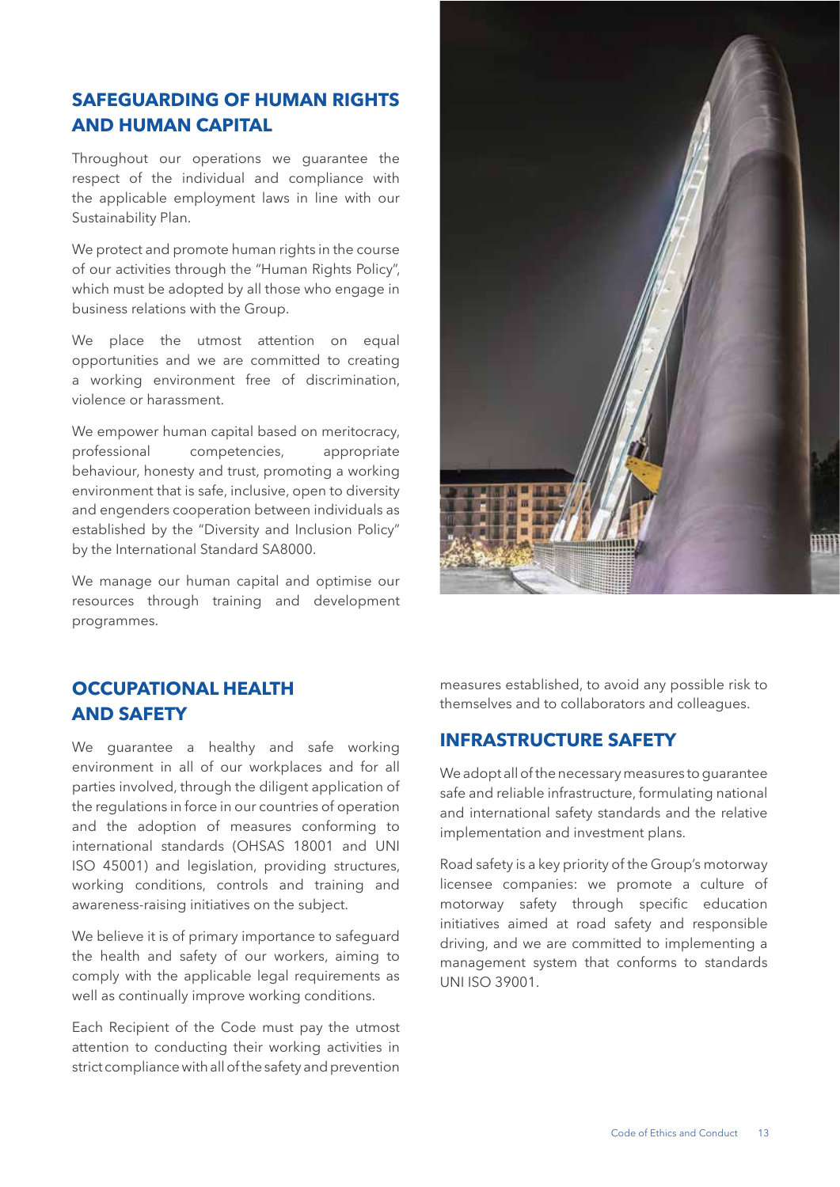## SAFEGUARDING OF HUMAN RIGHTS AND HUMAN CAPITAL

Throughout our operations we guarantee the respect of the individual and compliance with the applicable employment laws in line with our Sustainability Plan.

We protect and promote human rights in the course of our activities through the "Human Rights Policy", which must be adopted by all those who engage in business relations with the Group.

We place the utmost attention on equal opportunities and we are committed to creating a working environment free of discrimination, violence or harassment.

We empower human capital based on meritocracy, professional competencies, appropriate behaviour, honesty and trust, promoting a working environment that is safe, inclusive, open to diversity and engenders cooperation between individuals as established by the "Diversity and Inclusion Policy" by the International Standard SA8000.

We manage our human capital and optimise our resources through training and development programmes.

## OCCUPATIONAL HEALTH AND SAFETY

We guarantee a healthy and safe working environment in all of our workplaces and for all parties involved, through the diligent application of the regulations in force in our countries of operation and the adoption of measures conforming to international standards (OHSAS 18001 and UNI ISO 45001) and legislation, providing structures, working conditions, controls and training and awareness-raising initiatives on the subject.

We believe it is of primary importance to safeguard the health and safety of our workers, aiming to comply with the applicable legal requirements as well as continually improve working conditions.

Each Recipient of the Code must pay the utmost attention to conducting their working activities in strict compliance with all of the safety and prevention measures established, to avoid any possible risk to themselves and to collaborators and colleagues.

## INFRASTRUCTURE SAFETY

We adopt all of the necessary measures to guarantee safe and reliable infrastructure, formulating national and international safety standards and the relative implementation and investment plans.

Road safety is a key priority of the Group's motorway licensee companies: we promote a culture of motorway safety through specific education initiatives aimed at road safety and responsible driving, and we are committed to implementing a management system that conforms to standards UNI ISO 39001.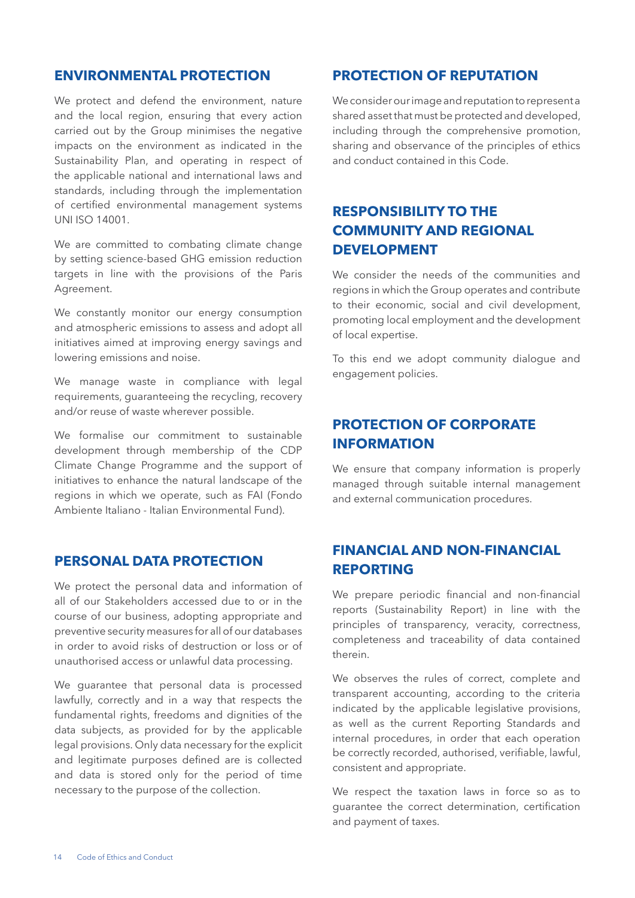## ENVIRONMENTAL PROTECTION

We protect and defend the environment, nature and the local region, ensuring that every action carried out by the Group minimises the negative impacts on the environment as indicated in the Sustainability Plan, and operating in respect of the applicable national and international laws and standards, including through the implementation of certified environmental management systems UNI ISO 14001.

We are committed to combating climate change by setting science-based GHG emission reduction targets in line with the provisions of the Paris Agreement.

We constantly monitor our energy consumption and atmospheric emissions to assess and adopt all initiatives aimed at improving energy savings and lowering emissions and noise.

We manage waste in compliance with legal requirements, guaranteeing the recycling, recovery and/or reuse of waste wherever possible.

We formalise our commitment to sustainable development through membership of the CDP Climate Change Programme and the support of initiatives to enhance the natural landscape of the regions in which we operate, such as FAI (Fondo Ambiente Italiano - Italian Environmental Fund).

## PERSONAL DATA PROTECTION

We protect the personal data and information of all of our Stakeholders accessed due to or in the course of our business, adopting appropriate and preventive security measures for all of our databases in order to avoid risks of destruction or loss or of unauthorised access or unlawful data processing.

We guarantee that personal data is processed lawfully, correctly and in a way that respects the fundamental rights, freedoms and dignities of the data subjects, as provided for by the applicable legal provisions. Only data necessary for the explicit and legitimate purposes defined are is collected and data is stored only for the period of time necessary to the purpose of the collection.

## PROTECTION OF REPUTATION

We consider our image and reputation to represent a shared asset that must be protected and developed, including through the comprehensive promotion, sharing and observance of the principles of ethics and conduct contained in this Code.

## RESPONSIBILITY TO THE COMMUNITY AND REGIONAL DEVELOPMENT

We consider the needs of the communities and regions in which the Group operates and contribute to their economic, social and civil development, promoting local employment and the development of local expertise.

To this end we adopt community dialogue and engagement policies.

## PROTECTION OF CORPORATE INFORMATION

We ensure that company information is properly managed through suitable internal management and external communication procedures.

## FINANCIAL AND NON-FINANCIAL REPORTING

We prepare periodic financial and non-financial reports (Sustainability Report) in line with the principles of transparency, veracity, correctness, completeness and traceability of data contained therein.

We observes the rules of correct, complete and transparent accounting, according to the criteria indicated by the applicable legislative provisions, as well as the current Reporting Standards and internal procedures, in order that each operation be correctly recorded, authorised, verifiable, lawful, consistent and appropriate.

We respect the taxation laws in force so as to guarantee the correct determination, certification and payment of taxes.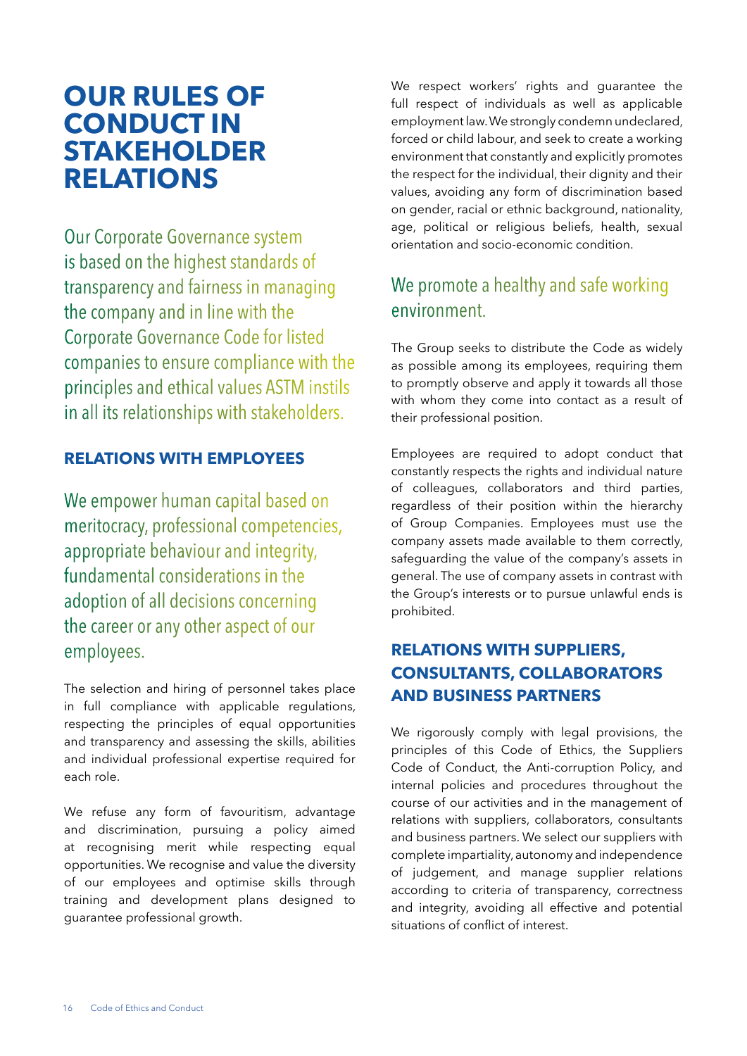# OUR RULES OF CONDUCT IN STAKEHOLDER RELATIONS

Our Corporate Governance system is based on the highest standards of transparency and fairness in managing the company and in line with the Corporate Governance Code for listed companies to ensure compliance with the principles and ethical values ASTM instils in all its relationships with stakeholders.

## RELATIONS WITH EMPLOYEES

We empower human capital based on meritocracy, professional competencies, appropriate behaviour and integrity, fundamental considerations in the adoption of all decisions concerning the career or any other aspect of our employees.

The selection and hiring of personnel takes place in full compliance with applicable regulations, respecting the principles of equal opportunities and transparency and assessing the skills, abilities and individual professional expertise required for each role.

We refuse any form of favouritism, advantage and discrimination, pursuing a policy aimed at recognising merit while respecting equal opportunities. We recognise and value the diversity of our employees and optimise skills through training and development plans designed to guarantee professional growth.

We respect workers' rights and guarantee the full respect of individuals as well as applicable employment law. We strongly condemn undeclared, forced or child labour, and seek to create a working environment that constantly and explicitly promotes the respect for the individual, their dignity and their values, avoiding any form of discrimination based on gender, racial or ethnic background, nationality, age, political or religious beliefs, health, sexual orientation and socio-economic condition.

We promote a healthy and safe working environment.

The Group seeks to distribute the Code as widely as possible among its employees, requiring them to promptly observe and apply it towards all those with whom they come into contact as a result of their professional position.

Employees are required to adopt conduct that constantly respects the rights and individual nature of colleagues, collaborators and third parties, regardless of their position within the hierarchy of Group Companies. Employees must use the company assets made available to them correctly, safeguarding the value of the company's assets in general. The use of company assets in contrast with the Group's interests or to pursue unlawful ends is prohibited.

## RELATIONS WITH SUPPLIERS, CONSULTANTS, COLLABORATORS AND BUSINESS PARTNERS

We rigorously comply with legal provisions, the principles of this Code of Ethics, the Suppliers Code of Conduct, the Anti-corruption Policy, and internal policies and procedures throughout the course of our activities and in the management of relations with suppliers, collaborators, consultants and business partners. We select our suppliers with complete impartiality, autonomy and independence of judgement, and manage supplier relations according to criteria of transparency, correctness and integrity, avoiding all effective and potential situations of conflict of interest.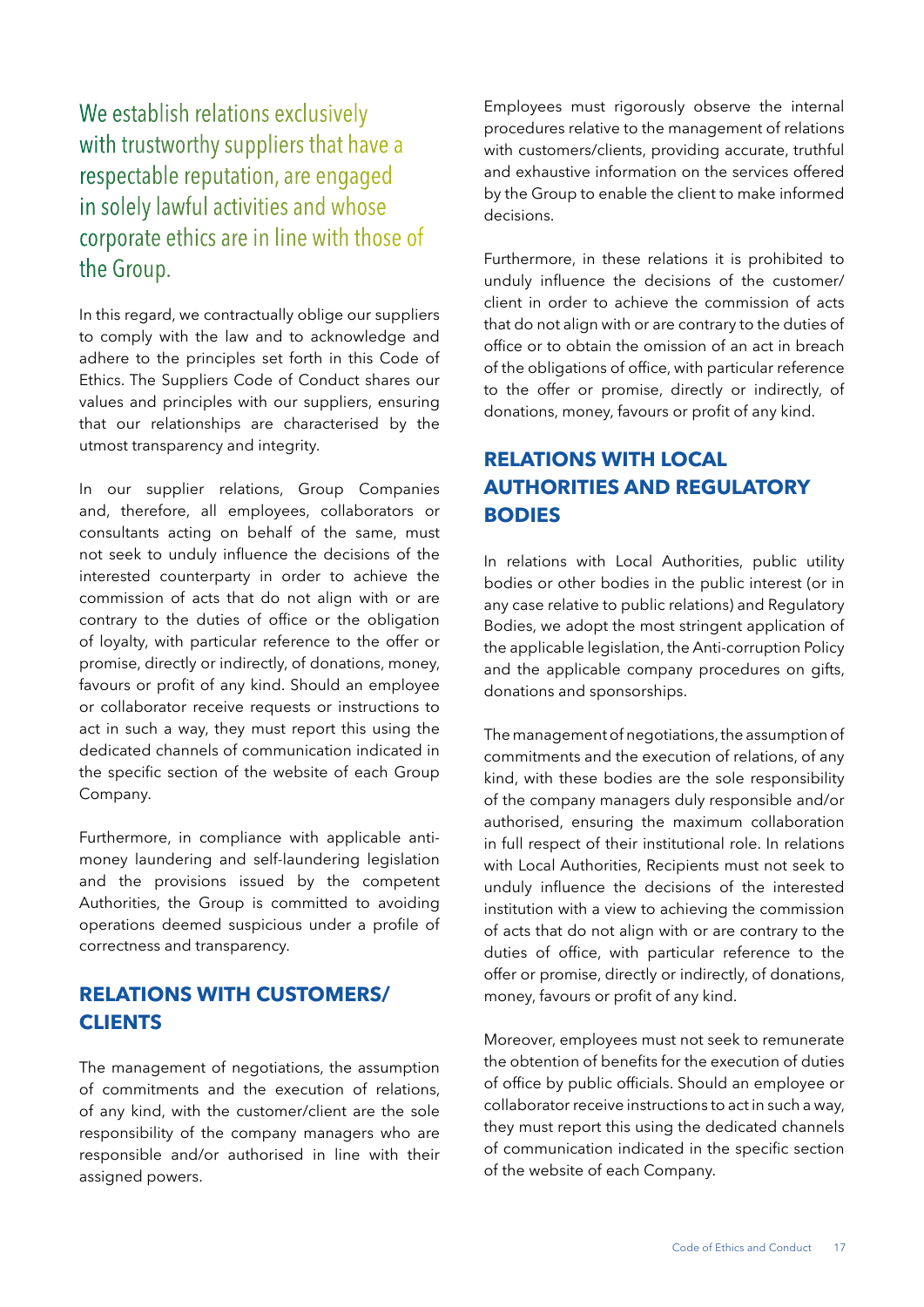We establish relations exclusively with trustworthy suppliers that have a respectable reputation, are engaged in solely lawful activities and whose corporate ethics are in line with those of the Group.

In this regard, we contractually oblige our suppliers to comply with the law and to acknowledge and adhere to the principles set forth in this Code of Ethics. The Suppliers Code of Conduct shares our values and principles with our suppliers, ensuring that our relationships are characterised by the utmost transparency and integrity.

In our supplier relations, Group Companies and, therefore, all employees, collaborators or consultants acting on behalf of the same, must not seek to unduly influence the decisions of the interested counterparty in order to achieve the commission of acts that do not align with or are contrary to the duties of office or the obligation of loyalty, with particular reference to the offer or promise, directly or indirectly, of donations, money, favours or profit of any kind. Should an employee or collaborator receive requests or instructions to act in such a way, they must report this using the dedicated channels of communication indicated in the specific section of the website of each Group Company.

Furthermore, in compliance with applicable anti-money laundering and self-laundering legislation and the provisions issued by the competent Authorities, the Group is committed to avoiding operations deemed suspicious under a profile of correctness and transparency.

## RELATIONS WITH CUSTOMERS/ CLIENTS

The management of negotiations, the assumption of commitments and the execution of relations, of any kind, with the customer/client are the sole responsibility of the company managers who are responsible and/or authorised in line with their assigned powers.

Employees must rigorously observe the internal procedures relative to the management of relations with customers/clients, providing accurate, truthful and exhaustive information on the services offered by the Group to enable the client to make informed decisions.

Furthermore, in these relations it is prohibited to unduly influence the decisions of the customer/ client in order to achieve the commission of acts that do not align with or are contrary to the duties of office or to obtain the omission of an act in breach of the obligations of office, with particular reference to the offer or promise, directly or indirectly, of donations, money, favours or profit of any kind.

## RELATIONS WITH LOCAL AUTHORITIES AND REGULATORY BODIES

In relations with Local Authorities, public utility bodies or other bodies in the public interest (or in any case relative to public relations) and Regulatory Bodies, we adopt the most stringent application of the applicable legislation, the Anti-corruption Policy and the applicable company procedures on gifts, donations and sponsorships.

The management of negotiations, the assumption of commitments and the execution of relations, of any kind, with these bodies are the sole responsibility of the company managers duly responsible and/or authorised, ensuring the maximum collaboration in full respect of their institutional role. In relations with Local Authorities, Recipients must not seek to unduly influence the decisions of the interested institution with a view to achieving the commission of acts that do not align with or are contrary to the duties of office, with particular reference to the offer or promise, directly or indirectly, of donations, money, favours or profit of any kind.

Moreover, employees must not seek to remunerate the obtention of benefits for the execution of duties of office by public officials. Should an employee or collaborator receive instructions to act in such a way, they must report this using the dedicated channels of communication indicated in the specific section of the website of each Company.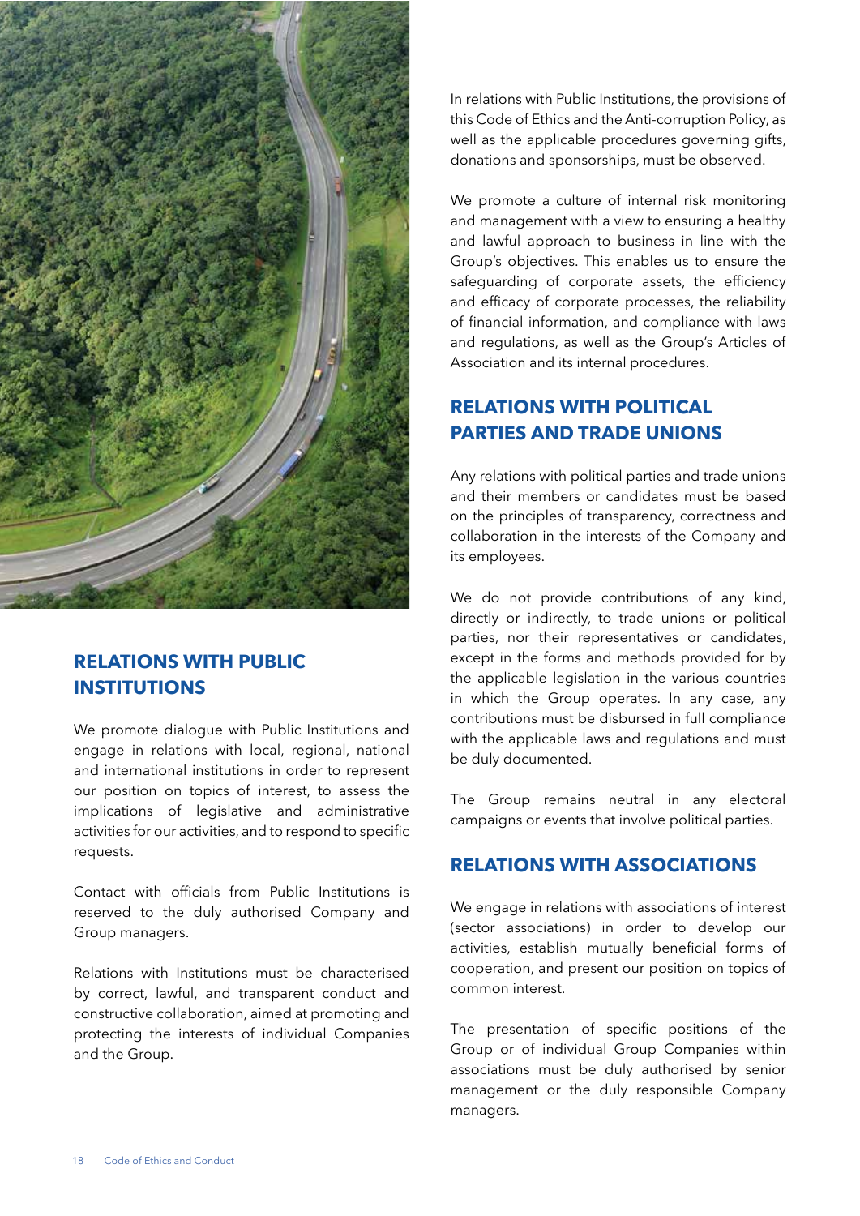## RELATIONS WITH PUBLIC INSTITUTIONS

We promote dialogue with Public Institutions and engage in relations with local, regional, national and international institutions in order to represent our position on topics of interest, to assess the implications of legislative and administrative activities for our activities, and to respond to specific requests.

Contact with officials from Public Institutions is reserved to the duly authorised Company and Group managers.

Relations with Institutions must be characterised by correct, lawful, and transparent conduct and constructive collaboration, aimed at promoting and protecting the interests of individual Companies and the Group.

In relations with Public Institutions, the provisions of this Code of Ethics and the Anti-corruption Policy, as well as the applicable procedures governing gifts, donations and sponsorships, must be observed.

We promote a culture of internal risk monitoring and management with a view to ensuring a healthy and lawful approach to business in line with the Group's objectives. This enables us to ensure the safeguarding of corporate assets, the efficiency and efficacy of corporate processes, the reliability of financial information, and compliance with laws and regulations, as well as the Group's Articles of Association and its internal procedures.

## RELATIONS WITH POLITICAL PARTIES AND TRADE UNIONS

Any relations with political parties and trade unions and their members or candidates must be based on the principles of transparency, correctness and collaboration in the interests of the Company and its employees.

We do not provide contributions of any kind, directly or indirectly, to trade unions or political parties, nor their representatives or candidates, except in the forms and methods provided for by the applicable legislation in the various countries in which the Group operates. In any case, any contributions must be disbursed in full compliance with the applicable laws and regulations and must be duly documented.

The Group remains neutral in any electoral campaigns or events that involve political parties.

## RELATIONS WITH ASSOCIATIONS

We engage in relations with associations of interest (sector associations) in order to develop our activities, establish mutually beneficial forms of cooperation, and present our position on topics of common interest.

The presentation of specific positions of the Group or of individual Group Companies within associations must be duly authorised by senior management or the duly responsible Company managers.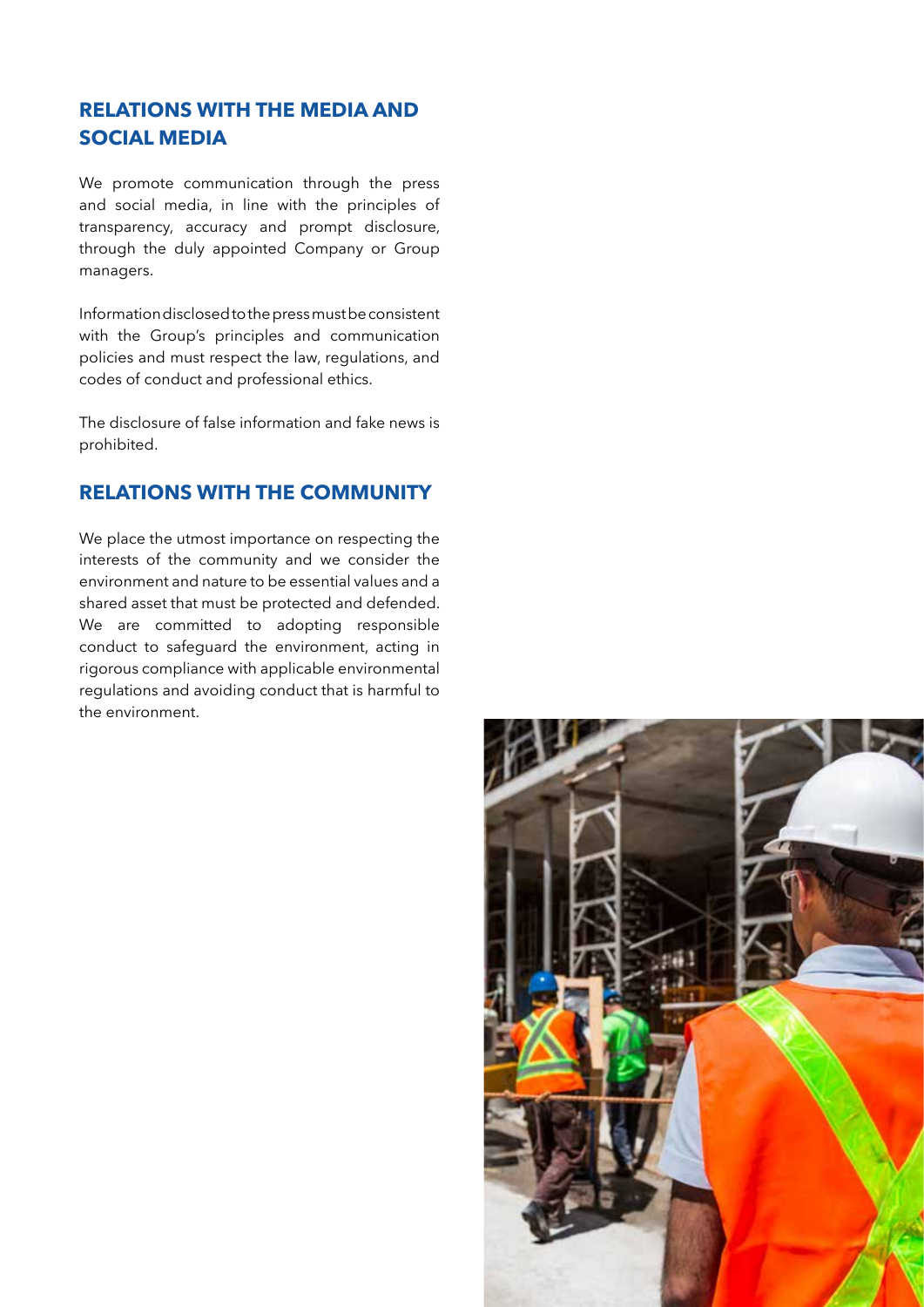## RELATIONS WITH THE MEDIA AND SOCIAL MEDIA

We promote communication through the press and social media, in line with the principles of transparency, accuracy and prompt disclosure, through the duly appointed Company or Group managers.

Information disclosed to the press must be consistent with the Group's principles and communication policies and must respect the law, regulations, and codes of conduct and professional ethics.

The disclosure of false information and fake news is prohibited.

## RELATIONS WITH THE COMMUNITY

We place the utmost importance on respecting the interests of the community and we consider the environment and nature to be essential values and a shared asset that must be protected and defended. We are committed to adopting responsible conduct to safeguard the environment, acting in rigorous compliance with applicable environmental regulations and avoiding conduct that is harmful to the environment.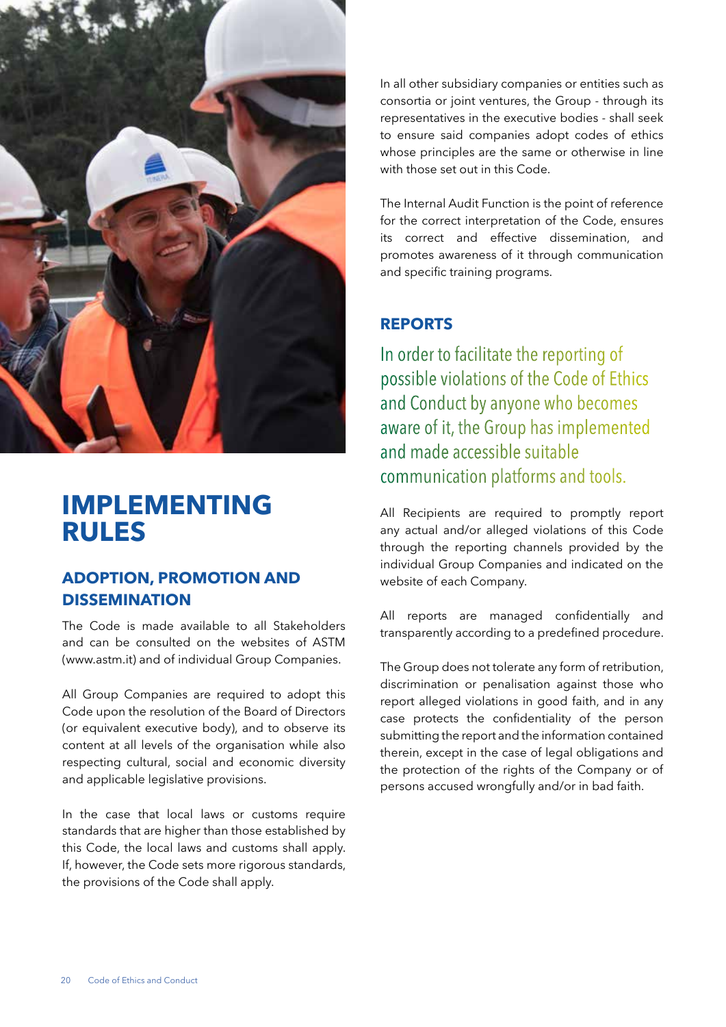# IMPLEMENTING RULES

## ADOPTION, PROMOTION AND DISSEMINATION

The Code is made available to all Stakeholders and can be consulted on the websites of ASTM (www.astm.it) and of individual Group Companies.

All Group Companies are required to adopt this Code upon the resolution of the Board of Directors (or equivalent executive body), and to observe its content at all levels of the organisation while also respecting cultural, social and economic diversity and applicable legislative provisions.

In the case that local laws or customs require standards that are higher than those established by this Code, the local laws and customs shall apply. If, however, the Code sets more rigorous standards, the provisions of the Code shall apply.

In all other subsidiary companies or entities such as consortia or joint ventures, the Group - through its representatives in the executive bodies - shall seek to ensure said companies adopt codes of ethics whose principles are the same or otherwise in line with those set out in this Code.

The Internal Audit Function is the point of reference for the correct interpretation of the Code, ensures its correct and effective dissemination, and promotes awareness of it through communication and specific training programs.

## REPORTS

In order to facilitate the reporting of possible violations of the Code of Ethics and Conduct by anyone who becomes aware of it, the Group has implemented and made accessible suitable communication platforms and tools.

All Recipients are required to promptly report any actual and/or alleged violations of this Code through the reporting channels provided by the individual Group Companies and indicated on the website of each Company.

All reports are managed confidentially and transparently according to a predefined procedure.

The Group does not tolerate any form of retribution, discrimination or penalisation against those who report alleged violations in good faith, and in any case protects the confidentiality of the person submitting the report and the information contained therein, except in the case of legal obligations and the protection of the rights of the Company or of persons accused wrongfully and/or in bad faith.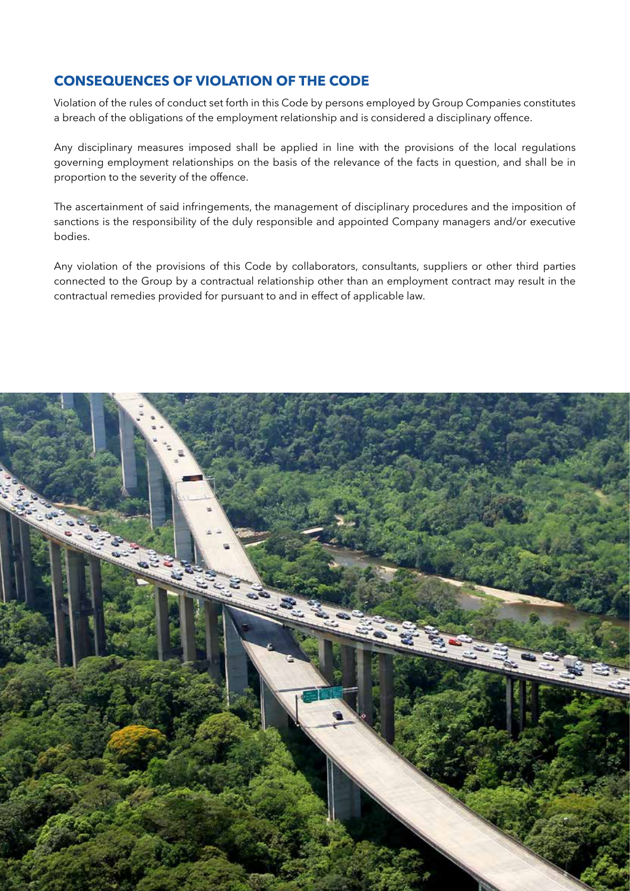## CONSEQUENCES OF VIOLATION OF THE CODE

Violation of the rules of conduct set forth in this Code by persons employed by Group Companies constitutes a breach of the obligations of the employment relationship and is considered a disciplinary offence.

Any disciplinary measures imposed shall be applied in line with the provisions of the local regulations governing employment relationships on the basis of the relevance of the facts in question, and shall be in proportion to the severity of the offence.

The ascertainment of said infringements, the management of disciplinary procedures and the imposition of sanctions is the responsibility of the duly responsible and appointed Company managers and/or executive bodies.

Any violation of the provisions of this Code by collaborators, consultants, suppliers or other third parties connected to the Group by a contractual relationship other than an employment contract may result in the contractual remedies provided for pursuant to and in effect of applicable law.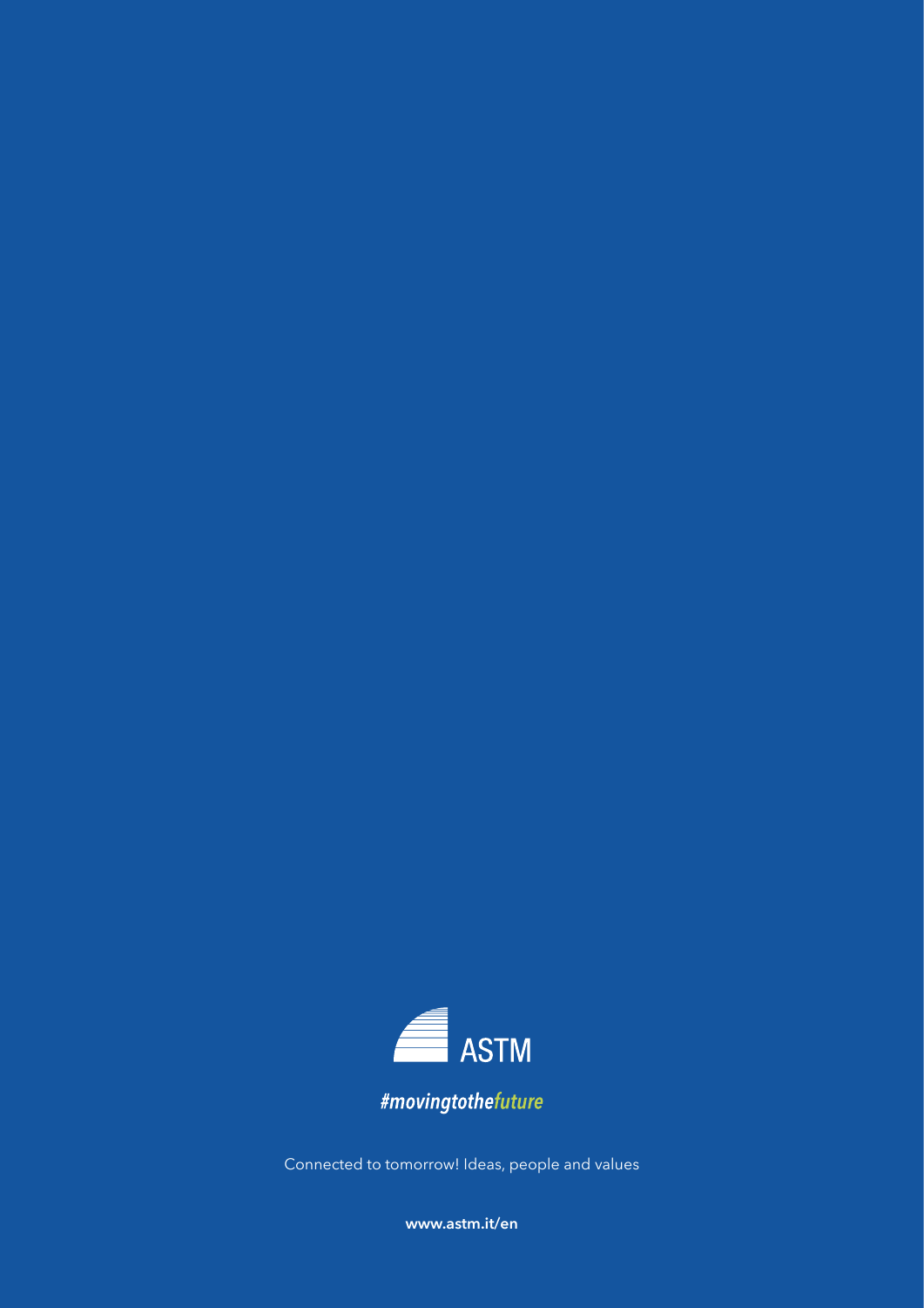ASTM

#movingtothefuture

Connected to tomorrow! Ideas, people and values

**www.astm.it/en**